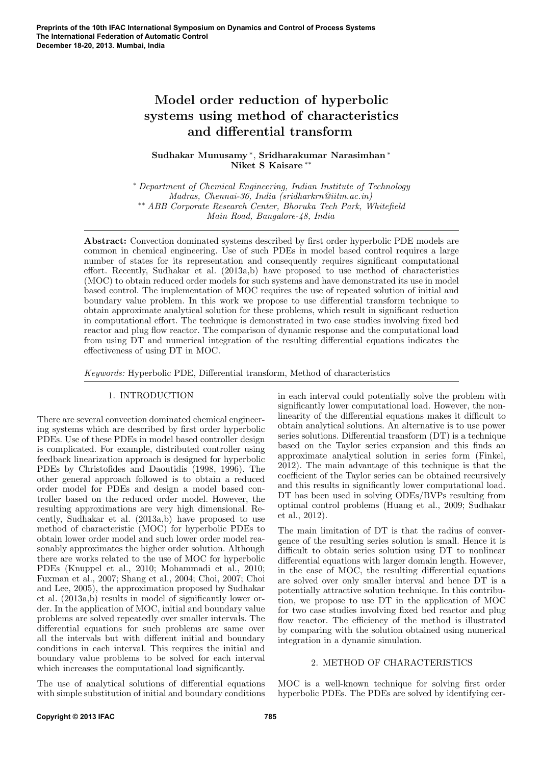# Model order reduction of hyperbolic systems using method of characteristics and differential transform

**Sudhakar Munusamy** [*], **Sridharakumar Narasimhan** [*] **Niket S Kaisare** [**]

[*] *Department of Chemical Engineering, Indian Institute of Technology Madras, Chennai-36, India (sridharkrn@iitm.ac.in)*
[**] *ABB Corporate Research Center, Bhoruka Tech Park, Whitefield Main Road, Bangalore-48, India*

**Abstract:** Convection dominated systems described by first order hyperbolic PDE models are common in chemical engineering. Use of such PDEs in model based control requires a large number of states for its representation and consequently requires significant computational effort. Recently, Sudhakar et al. (2013a,b) have proposed to use method of characteristics (MOC) to obtain reduced order models for such systems and have demonstrated its use in model based control. The implementation of MOC requires the use of repeated solution of initial and boundary value problem. In this work we propose to use differential transform technique to obtain approximate analytical solution for these problems, which result in significant reduction in computational effort. The technique is demonstrated in two case studies involving fixed bed reactor and plug flow reactor. The comparison of dynamic response and the computational load from using DT and numerical integration of the resulting differential equations indicates the effectiveness of using DT in MOC.

*Keywords:* Hyperbolic PDE, Differential transform, Method of characteristics

## 1. INTRODUCTION

There are several convection dominated chemical engineering systems which are described by first order hyperbolic PDEs. Use of these PDEs in model based controller design is complicated. For example, distributed controller using feedback linearization approach is designed for hyperbolic PDEs by Christofides and Daoutidis (1998, 1996). The other general approach followed is to obtain a reduced order model for PDEs and design a model based controller based on the reduced order model. However, the resulting approximations are very high dimensional. Recently, Sudhakar et al. (2013a,b) have proposed to use method of characteristic (MOC) for hyperbolic PDEs to obtain lower order model and such lower order model reasonably approximates the higher order solution. Although there are works related to the use of MOC for hyperbolic PDEs (Knuppel et al., 2010; Mohammadi et al., 2010; Fuxman et al., 2007; Shang et al., 2004; Choi, 2007; Choi and Lee, 2005), the approximation proposed by Sudhakar et al. (2013a,b) results in model of significantly lower order. In the application of MOC, initial and boundary value problems are solved repeatedly over smaller intervals. The differential equations for such problems are same over all the intervals but with different initial and boundary conditions in each interval. This requires the initial and boundary value problems to be solved for each interval which increases the computational load significantly.

The use of analytical solutions of differential equations with simple substitution of initial and boundary conditions in each interval could potentially solve the problem with significantly lower computational load. However, the nonlinearity of the differential equations makes it difficult to obtain analytical solutions. An alternative is to use power series solutions. Differential transform (DT) is a technique based on the Taylor series expansion and this finds an approximate analytical solution in series form (Finkel, 2012). The main advantage of this technique is that the coefficient of the Taylor series can be obtained recursively and this results in significantly lower computational load. DT has been used in solving ODEs/BVPs resulting from optimal control problems (Huang et al., 2009; Sudhakar et al., 2012).

The main limitation of DT is that the radius of convergence of the resulting series solution is small. Hence it is difficult to obtain series solution using DT to nonlinear differential equations with larger domain length. However, in the case of MOC, the resulting differential equations are solved over only smaller interval and hence DT is a potentially attractive solution technique. In this contribution, we propose to use DT in the application of MOC for two case studies involving fixed bed reactor and plug flow reactor. The efficiency of the method is illustrated by comparing with the solution obtained using numerical integration in a dynamic simulation.

## 2. METHOD OF CHARACTERISTICS

MOC is a well-known technique for solving first order hyperbolic PDEs. The PDEs are solved by identifying cer-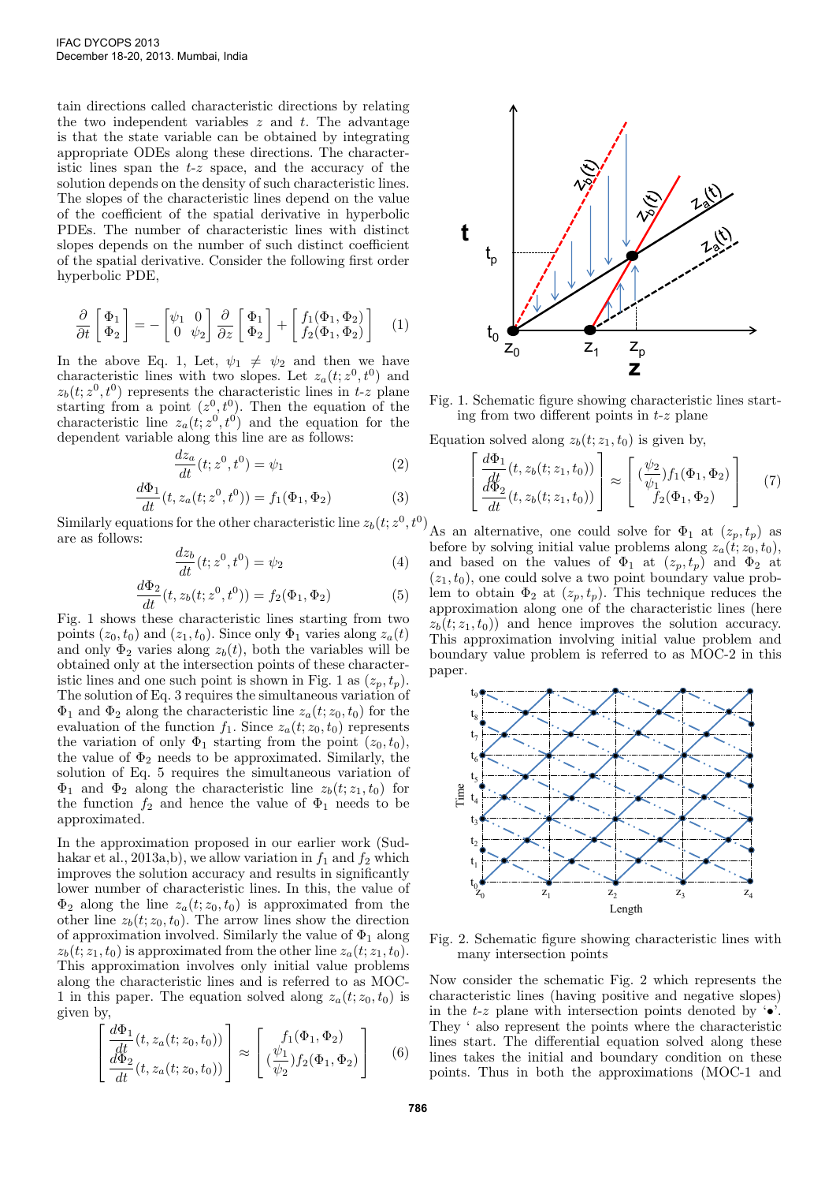tain directions called characteristic directions by relating the two independent variables $z$ and $t$. The advantage is that the state variable can be obtained by integrating appropriate ODEs along these directions. The characteristic lines span the $t$-$z$ space, and the accuracy of the solution depends on the density of such characteristic lines. The slopes of the characteristic lines depend on the value of the coefficient of the spatial derivative in hyperbolic PDEs. The number of characteristic lines with distinct slopes depends on the number of such distinct coefficient of the spatial derivative. Consider the following first order hyperbolic PDE,

$$\frac{\partial}{\partial t}\begin{bmatrix}\Phi_1\\ \Phi_2\end{bmatrix} = -\begin{bmatrix}\psi_1 & 0\\ 0 & \psi_2\end{bmatrix}\frac{\partial}{\partial z}\begin{bmatrix}\Phi_1\\ \Phi_2\end{bmatrix} + \begin{bmatrix}f_1(\Phi_1,\Phi_2)\\ f_2(\Phi_1,\Phi_2)\end{bmatrix} \quad (1)$$

In the above Eq. 1, Let, $\psi_1 \neq \psi_2$ and then we have characteristic lines with two slopes. Let $z_a(t;z^0,t^0)$ and $z_b(t;z^0,t^0)$ represents the characteristic lines in $t$-$z$ plane starting from a point $(z^0,t^0)$. Then the equation of the characteristic line $z_a(t;z^0,t^0)$ and the equation for the dependent variable along this line are as follows:

$$\frac{dz_a}{dt}(t;z^0,t^0) = \psi_1 \quad (2)$$

$$\frac{d\Phi_1}{dt}(t,z_a(t;z^0,t^0)) = f_1(\Phi_1,\Phi_2) \quad (3)$$

Similarly equations for the other characteristic line $z_b(t;z^0,t^0)$ are as follows:

$$\frac{dz_b}{dt}(t;z^0,t^0) = \psi_2 \quad (4)$$

$$\frac{d\Phi_2}{dt}(t,z_b(t;z^0,t^0)) = f_2(\Phi_1,\Phi_2) \quad (5)$$

Fig. 1 shows these characteristic lines starting from two points $(z_0,t_0)$ and $(z_1,t_0)$. Since only $\Phi_1$ varies along $z_a(t)$ and only $\Phi_2$ varies along $z_b(t)$, both the variables will be obtained only at the intersection points of these characteristic lines and one such point is shown in Fig. 1 as $(z_p,t_p)$. The solution of Eq. 3 requires the simultaneous variation of $\Phi_1$ and $\Phi_2$ along the characteristic line $z_a(t;z_0,t_0)$ for the evaluation of the function $f_1$. Since $z_a(t;z_0,t_0)$ represents the variation of only $\Phi_1$ starting from the point $(z_0,t_0)$, the value of $\Phi_2$ needs to be approximated. Similarly, the solution of Eq. 5 requires the simultaneous variation of $\Phi_1$ and $\Phi_2$ along the characteristic line $z_b(t;z_1,t_0)$ for the function $f_2$ and hence the value of $\Phi_1$ needs to be approximated.

In the approximation proposed in our earlier work (Sudhakar et al., 2013a,b), we allow variation in $f_1$ and $f_2$ which improves the solution accuracy and results in significantly lower number of characteristic lines. In this, the value of $\Phi_2$ along the line $z_a(t;z_0,t_0)$ is approximated from the other line $z_b(t;z_0,t_0)$. The arrow lines show the direction of approximation involved. Similarly the value of $\Phi_1$ along $z_b(t;z_1,t_0)$ is approximated from the other line $z_a(t;z_1,t_0)$. This approximation involves only initial value problems along the characteristic lines and is referred to as MOC-1 in this paper. The equation solved along $z_a(t;z_0,t_0)$ is given by,

$$\begin{bmatrix}\frac{d\Phi_1}{dt}(t,z_a(t;z_0,t_0))\\ \frac{d\Phi_2}{dt}(t,z_a(t;z_0,t_0))\end{bmatrix} \approx \begin{bmatrix}f_1(\Phi_1,\Phi_2)\\ (\frac{\psi_1}{\psi_2})f_2(\Phi_1,\Phi_2)\end{bmatrix} \quad (6)$$

Fig. 1. Schematic figure showing characteristic lines starting from two different points in $t$-$z$ plane

Equation solved along $z_b(t;z_1,t_0)$ is given by,

$$\begin{bmatrix}\frac{d\Phi_1}{dt}(t,z_b(t;z_1,t_0))\\ \frac{d\Phi_2}{dt}(t,z_b(t;z_1,t_0))\end{bmatrix} \approx \begin{bmatrix}(\frac{\psi_2}{\psi_1})f_1(\Phi_1,\Phi_2)\\ f_2(\Phi_1,\Phi_2)\end{bmatrix} \quad (7)$$

As an alternative, one could solve for $\Phi_1$ at $(z_p,t_p)$ as before by solving initial value problems along $z_a(t;z_0,t_0)$, and based on the values of $\Phi_1$ at $(z_p,t_p)$ and $\Phi_2$ at $(z_1,t_0)$, one could solve a two point boundary value problem to obtain $\Phi_2$ at $(z_p,t_p)$. This technique reduces the approximation along one of the characteristic lines (here $z_b(t;z_1,t_0)$) and hence improves the solution accuracy. This approximation involving initial value problem and boundary value problem is referred to as MOC-2 in this paper.

Fig. 2. Schematic figure showing characteristic lines with many intersection points

Now consider the schematic Fig. 2 which represents the characteristic lines (having positive and negative slopes) in the $t$-$z$ plane with intersection points denoted by '•'. They ' also represent the points where the characteristic lines start. The differential equation solved along these lines takes the initial and boundary condition on these points. Thus in both the approximations (MOC-1 and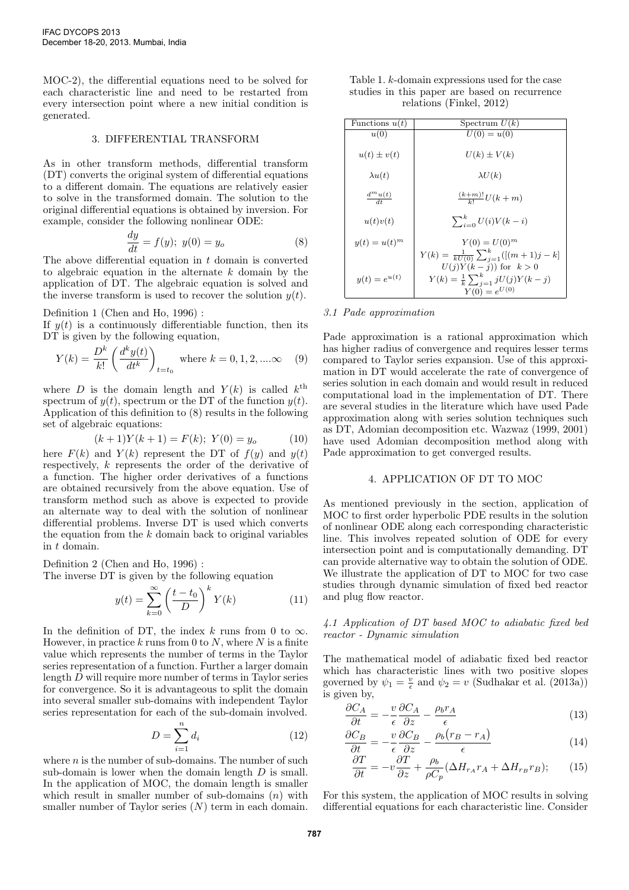MOC-2), the differential equations need to be solved for each characteristic line and need to be restarted from every intersection point where a new initial condition is generated.

## 3. DIFFERENTIAL TRANSFORM

As in other transform methods, differential transform (DT) converts the original system of differential equations to a different domain. The equations are relatively easier to solve in the transformed domain. The solution to the original differential equations is obtained by inversion. For example, consider the following nonlinear ODE:

$$\frac{dy}{dt} = f(y);\ y(0) = y_o \tag{8}$$

The above differential equation in $t$ domain is converted to algebraic equation in the alternate $k$ domain by the application of DT. The algebraic equation is solved and the inverse transform is used to recover the solution $y(t)$.

Definition 1 (Chen and Ho, 1996) :
If $y(t)$ is a continuously differentiable function, then its DT is given by the following equation,

$$Y(k) = \frac{D^k}{k!}\left(\frac{d^k y(t)}{dt^k}\right)_{t=t_0} \quad \text{where } k = 0, 1, 2, ....\infty \tag{9}$$

where $D$ is the domain length and $Y(k)$ is called $k^{\text{th}}$ spectrum of $y(t)$, spectrum or the DT of the function $y(t)$. Application of this definition to (8) results in the following set of algebraic equations:

$$(k+1)Y(k+1) = F(k);\ Y(0) = y_o \tag{10}$$

here $F(k)$ and $Y(k)$ represent the DT of $f(y)$ and $y(t)$ respectively, $k$ represents the order of the derivative of a function. The higher order derivatives of a functions are obtained recursively from the above equation. Use of transform method such as above is expected to provide an alternate way to deal with the solution of nonlinear differential problems. Inverse DT is used which converts the equation from the $k$ domain back to original variables in $t$ domain.

Definition 2 (Chen and Ho, 1996) :
The inverse DT is given by the following equation

$$y(t) = \sum_{k=0}^{\infty}\left(\frac{t - t_0}{D}\right)^k Y(k) \tag{11}$$

In the definition of DT, the index $k$ runs from 0 to $\infty$. However, in practice $k$ runs from 0 to $N$, where $N$ is a finite value which represents the number of terms in the Taylor series representation of a function. Further a larger domain length $D$ will require more number of terms in Taylor series for convergence. So it is advantageous to split the domain into several smaller sub-domains with independent Taylor series representation for each of the sub-domain involved.

$$D = \sum_{i=1}^{n} d_i \tag{12}$$

where $n$ is the number of sub-domains. The number of such sub-domain is lower when the domain length $D$ is small. In the application of MOC, the domain length is smaller which result in smaller number of sub-domains ($n$) with smaller number of Taylor series ($N$) term in each domain.

Table 1. $k$-domain expressions used for the case studies in this paper are based on recurrence relations (Finkel, 2012)

| Functions $u(t)$ | Spectrum $U(k)$ |
|---|---|
| $u(0)$ | $U(0) = u(0)$ |
| $u(t) \pm v(t)$ | $U(k) \pm V(k)$ |
| $\lambda u(t)$ | $\lambda U(k)$ |
| $\frac{d^m u(t)}{dt}$ | $\frac{(k+m)!}{k!}U(k+m)$ |
| $u(t)v(t)$ | $\sum_{i=0}^{k} U(i)V(k-i)$ |
| $y(t) = u(t)^m$ | $Y(0) = U(0)^m$ <br> $Y(k) = \frac{1}{kU(0)}\sum_{j=1}^{k}([(m+1)j-k]$ <br> $U(j)Y(k-j))$ for $k > 0$ |
| $y(t) = e^{u(t)}$ | $Y(k) = \frac{1}{k}\sum_{j=1}^{k} jU(j)Y(k-j)$ <br> $Y(0) = e^{U(0)}$ |

### 3.1 Pade approximation

Pade approximation is a rational approximation which has higher radius of convergence and requires lesser terms compared to Taylor series expansion. Use of this approximation in DT would accelerate the rate of convergence of series solution in each domain and would result in reduced computational load in the implementation of DT. There are several studies in the literature which have used Pade approximation along with series solution techniques such as DT, Adomian decomposition etc. Wazwaz (1999, 2001) have used Adomian decomposition method along with Pade approximation to get converged results.

## 4. APPLICATION OF DT TO MOC

As mentioned previously in the section, application of MOC to first order hyperbolic PDE results in the solution of nonlinear ODE along each corresponding characteristic line. This involves repeated solution of ODE for every intersection point and is computationally demanding. DT can provide alternative way to obtain the solution of ODE. We illustrate the application of DT to MOC for two case studies through dynamic simulation of fixed bed reactor and plug flow reactor.

### 4.1 Application of DT based MOC to adiabatic fixed bed reactor - Dynamic simulation

The mathematical model of adiabatic fixed bed reactor which has characteristic lines with two positive slopes governed by $\psi_1 = \frac{v}{\epsilon}$ and $\psi_2 = v$ (Sudhakar et al. (2013a)) is given by,

$$\frac{\partial C_A}{\partial t} = -\frac{v}{\epsilon}\frac{\partial C_A}{\partial z} - \frac{\rho_b r_A}{\epsilon} \tag{13}$$

$$\frac{\partial C_B}{\partial t} = -\frac{v}{\epsilon}\frac{\partial C_B}{\partial z} - \frac{\rho_b\big(r_B - r_A\big)}{\epsilon} \tag{14}$$

$$\frac{\partial T}{\partial t} = -v\frac{\partial T}{\partial z} + \frac{\rho_b}{\rho C_p}(\Delta H_{r_A} r_A + \Delta H_{r_B} r_B); \tag{15}$$

For this system, the application of MOC results in solving differential equations for each characteristic line. Consider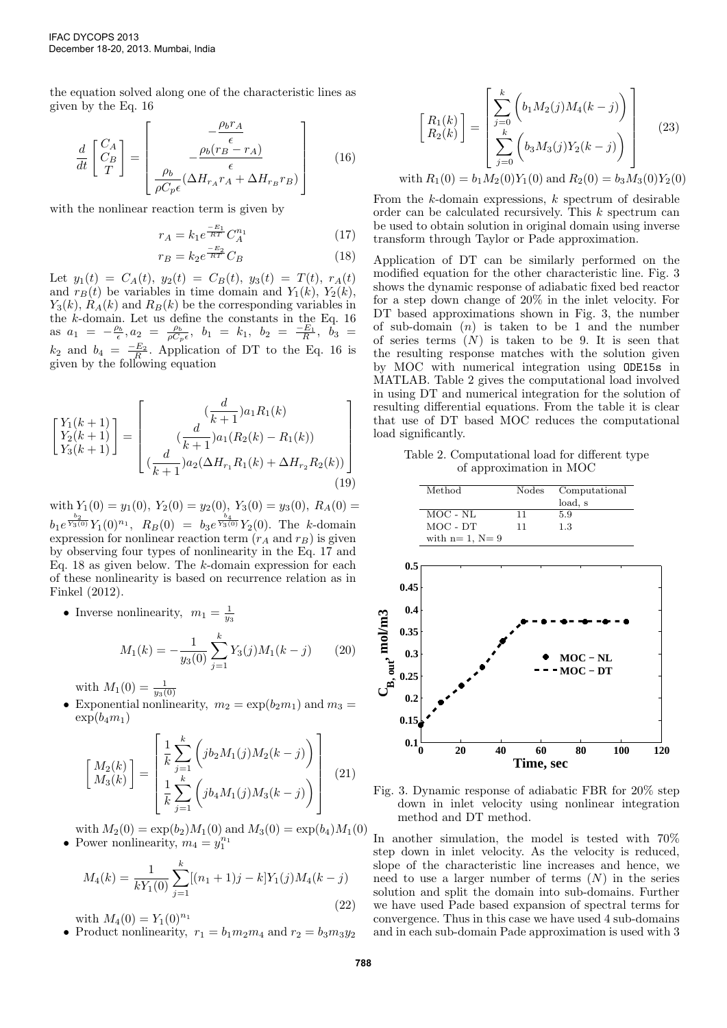the equation solved along one of the characteristic lines as given by the Eq. 16

$$\frac{d}{dt}\begin{bmatrix} C_A \\ C_B \\ T \end{bmatrix} = \begin{bmatrix} -\frac{\rho_b r_A}{\epsilon} \\ -\frac{\rho_b (r_B - r_A)}{\epsilon} \\ \frac{\rho_b}{\rho C_p \epsilon}(\Delta H_{r_A} r_A + \Delta H_{r_B} r_B) \end{bmatrix} \tag{16}$$

with the nonlinear reaction term is given by

$$r_A = k_1 e^{\frac{-E_1}{RT}} C_A^{n_1} \tag{17}$$

$$r_B = k_2 e^{\frac{-E_2}{RT}} C_B \tag{18}$$

Let $y_1(t) = C_A(t)$, $y_2(t) = C_B(t)$, $y_3(t) = T(t)$, $r_A(t)$ and $r_B(t)$ be variables in time domain and $Y_1(k)$, $Y_2(k)$, $Y_3(k)$, $R_A(k)$ and $R_B(k)$ be the corresponding variables in the $k$-domain. Let us define the constants in the Eq. 16 as $a_1 = -\frac{\rho_b}{\epsilon}, a_2 = \frac{\rho_b}{\rho C_p \epsilon}$, $b_1 = k_1$, $b_2 = \frac{-E_1}{R}$, $b_3 = k_2$ and $b_4 = \frac{-E_2}{R}$. Application of DT to the Eq. 16 is given by the following equation

$$\begin{bmatrix} Y_1(k+1) \\ Y_2(k+1) \\ Y_3(k+1) \end{bmatrix} = \begin{bmatrix} (\frac{d}{k+1})a_1 R_1(k) \\ (\frac{d}{k+1})a_1(R_2(k) - R_1(k)) \\ (\frac{d}{k+1})a_2(\Delta H_{r_1} R_1(k) + \Delta H_{r_2} R_2(k)) \end{bmatrix} \tag{19}$$

with $Y_1(0) = y_1(0)$, $Y_2(0) = y_2(0)$, $Y_3(0) = y_3(0)$, $R_A(0) = b_1 e^{\frac{b_2}{Y_3(0)}} Y_1(0)^{n_1}$, $R_B(0) = b_3 e^{\frac{b_4}{Y_3(0)}} Y_2(0)$. The $k$-domain expression for nonlinear reaction term ($r_A$ and $r_B$) is given by observing four types of nonlinearity in the Eq. 17 and Eq. 18 as given below. The $k$-domain expression for each of these nonlinearity is based on recurrence relation as in Finkel (2012).

- Inverse nonlinearity, $m_1 = \frac{1}{y_3}$

$$M_1(k) = -\frac{1}{y_3(0)} \sum_{j=1}^{k} Y_3(j) M_1(k-j) \tag{20}$$

with $M_1(0) = \frac{1}{y_3(0)}$

- Exponential nonlinearity, $m_2 = \exp(b_2 m_1)$ and $m_3 = \exp(b_4 m_1)$

$$\begin{bmatrix} M_2(k) \\ M_3(k) \end{bmatrix} = \begin{bmatrix} \frac{1}{k}\sum_{j=1}^{k}\Big(j b_2 M_1(j) M_2(k-j)\Big) \\ \frac{1}{k}\sum_{j=1}^{k}\Big(j b_4 M_1(j) M_3(k-j)\Big) \end{bmatrix} \tag{21}$$

with $M_2(0) = \exp(b_2)M_1(0)$ and $M_3(0) = \exp(b_4)M_1(0)$

- Power nonlinearity, $m_4 = y_1^{n_1}$

$$M_4(k) = \frac{1}{kY_1(0)} \sum_{j=1}^{k} [(n_1+1)j - k] Y_1(j) M_4(k-j) \tag{22}$$

with $M_4(0) = Y_1(0)^{n_1}$

- Product nonlinearity, $r_1 = b_1 m_2 m_4$ and $r_2 = b_3 m_3 y_2$

$$\begin{bmatrix} R_1(k) \\ R_2(k) \end{bmatrix} = \begin{bmatrix} \sum_{j=0}^{k}\Big(b_1 M_2(j) M_4(k-j)\Big) \\ \sum_{j=0}^{k}\Big(b_3 M_3(j) Y_2(k-j)\Big) \end{bmatrix} \tag{23}$$

with $R_1(0) = b_1 M_2(0) Y_1(0)$ and $R_2(0) = b_3 M_3(0) Y_2(0)$

From the $k$-domain expressions, $k$ spectrum of desirable order can be calculated recursively. This $k$ spectrum can be used to obtain solution in original domain using inverse transform through Taylor or Pade approximation.

Application of DT can be similarly performed on the modified equation for the other characteristic line. Fig. 3 shows the dynamic response of adiabatic fixed bed reactor for a step down change of 20% in the inlet velocity. For DT based approximations shown in Fig. 3, the number of sub-domain ($n$) is taken to be 1 and the number of series terms ($N$) is taken to be 9. It is seen that the resulting response matches with the solution given by MOC with numerical integration using `ODE15s` in MATLAB. Table 2 gives the computational load involved in using DT and numerical integration for the solution of resulting differential equations. From the table it is clear that use of DT based MOC reduces the computational load significantly.

Table 2. Computational load for different type of approximation in MOC

| Method | Nodes | Computational load, s |
|---|---|---|
| MOC - NL | 11 | 5.9 |
| MOC - DT with n= 1, N= 9 | 11 | 1.3 |

Fig. 3. Dynamic response of adiabatic FBR for 20% step down in inlet velocity using nonlinear integration method and DT method.

In another simulation, the model is tested with 70% step down in inlet velocity. As the velocity is reduced, slope of the characteristic line increases and hence, we need to use a larger number of terms ($N$) in the series solution and split the domain into sub-domains. Further we have used Pade based expansion of spectral terms for convergence. Thus in this case we have used 4 sub-domains and in each sub-domain Pade approximation is used with 3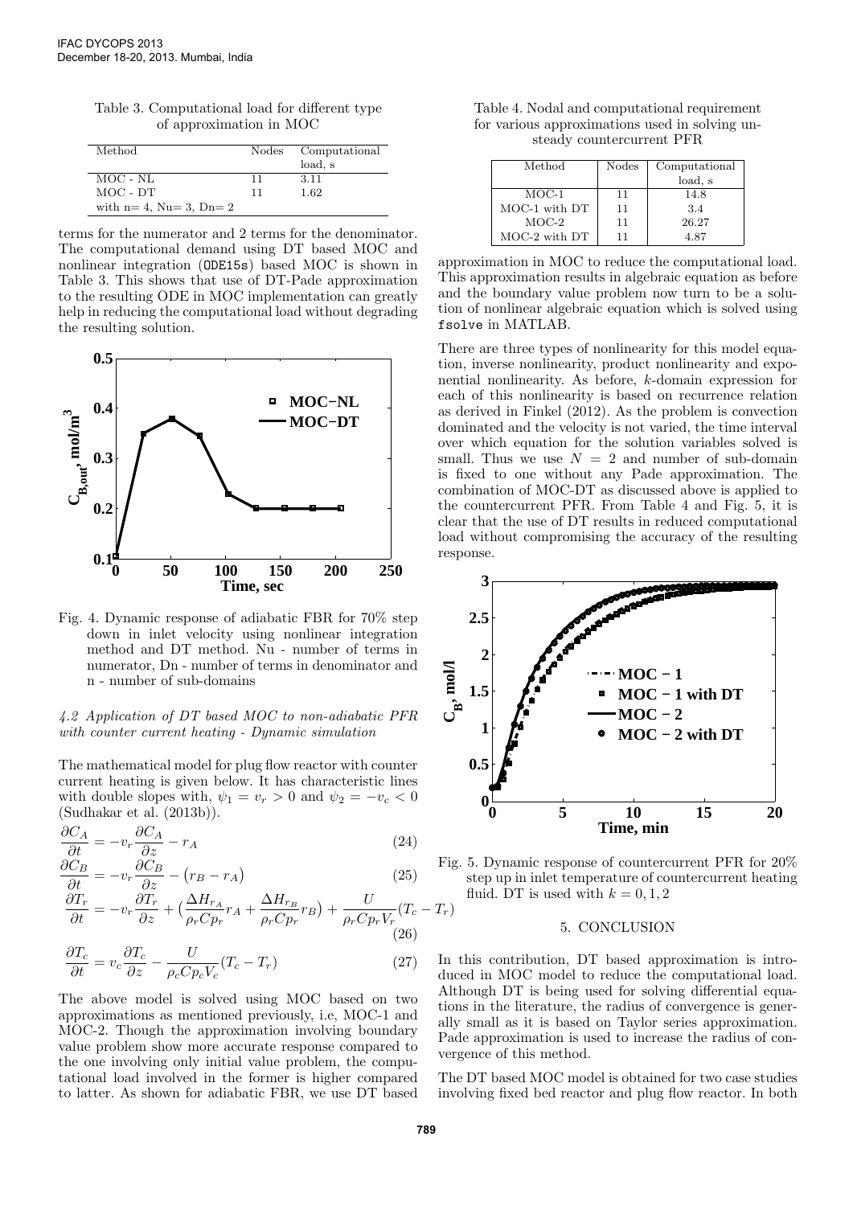Table 3. Computational load for different type of approximation in MOC

| Method | Nodes | Computational load, s |
|---|---|---|
| MOC - NL | 11 | 3.11 |
| MOC - DT | 11 | 1.62 |
| with n= 4, Nu= 3, Dn= 2 | | |

terms for the numerator and 2 terms for the denominator. The computational demand using DT based MOC and nonlinear integration (ODE15s) based MOC is shown in Table 3. This shows that use of DT-Pade approximation to the resulting ODE in MOC implementation can greatly help in reducing the computational load without degrading the resulting solution.

Fig. 4. Dynamic response of adiabatic FBR for 70% step down in inlet velocity using nonlinear integration method and DT method. Nu - number of terms in numerator, Dn - number of terms in denominator and n - number of sub-domains

### 4.2 Application of DT based MOC to non-adiabatic PFR with counter current heating - Dynamic simulation

The mathematical model for plug flow reactor with counter current heating is given below. It has characteristic lines with double slopes with, $\psi_1 = v_r > 0$ and $\psi_2 = -v_c < 0$ (Sudhakar et al. (2013b)).

$$\frac{\partial C_A}{\partial t} = -v_r \frac{\partial C_A}{\partial z} - r_A \tag{24}$$

$$\frac{\partial C_B}{\partial t} = -v_r \frac{\partial C_B}{\partial z} - \big(r_B - r_A\big) \tag{25}$$

$$\frac{\partial T_r}{\partial t} = -v_r \frac{\partial T_r}{\partial z} + \big(\frac{\Delta H_{r_A}}{\rho_r Cp_r} r_A + \frac{\Delta H_{r_B}}{\rho_r Cp_r} r_B\big) + \frac{U}{\rho_r Cp_r V_r}(T_c - T_r) \tag{26}$$

$$\frac{\partial T_c}{\partial t} = v_c \frac{\partial T_c}{\partial z} - \frac{U}{\rho_c Cp_c V_c}(T_c - T_r) \tag{27}$$

The above model is solved using MOC based on two approximations as mentioned previously, i.e, MOC-1 and MOC-2. Though the approximation involving boundary value problem show more accurate response compared to the one involving only initial value problem, the computational load involved in the former is higher compared to latter. As shown for adiabatic FBR, we use DT based approximation in MOC to reduce the computational load. This approximation results in algebraic equation as before and the boundary value problem now turn to be a solution of nonlinear algebraic equation which is solved using fsolve in MATLAB.

Table 4. Nodal and computational requirement for various approximations used in solving unsteady countercurrent PFR

| Method | Nodes | Computational load, s |
|---|---|---|
| MOC-1 | 11 | 14.8 |
| MOC-1 with DT | 11 | 3.4 |
| MOC-2 | 11 | 26.27 |
| MOC-2 with DT | 11 | 4.87 |

There are three types of nonlinearity for this model equation, inverse nonlinearity, product nonlinearity and exponential nonlinearity. As before, $k$-domain expression for each of this nonlinearity is based on recurrence relation as derived in Finkel (2012). As the problem is convection dominated and the velocity is not varied, the time interval over which equation for the solution variables solved is small. Thus we use $N = 2$ and number of sub-domain is fixed to one without any Pade approximation. The combination of MOC-DT as discussed above is applied to the countercurrent PFR. From Table 4 and Fig. 5, it is clear that the use of DT results in reduced computational load without compromising the accuracy of the resulting response.

Fig. 5. Dynamic response of countercurrent PFR for 20% step up in inlet temperature of countercurrent heating fluid. DT is used with $k = 0, 1, 2$

## 5. CONCLUSION

In this contribution, DT based approximation is introduced in MOC model to reduce the computational load. Although DT is being used for solving differential equations in the literature, the radius of convergence is generally small as it is based on Taylor series approximation. Pade approximation is used to increase the radius of convergence of this method.

The DT based MOC model is obtained for two case studies involving fixed bed reactor and plug flow reactor. In both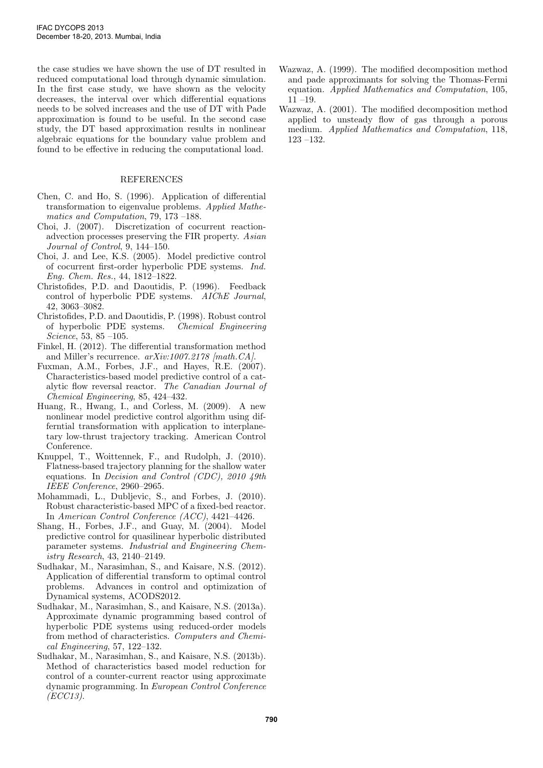the case studies we have shown the use of DT resulted in reduced computational load through dynamic simulation. In the first case study, we have shown as the velocity decreases, the interval over which differential equations needs to be solved increases and the use of DT with Pade approximation is found to be useful. In the second case study, the DT based approximation results in nonlinear algebraic equations for the boundary value problem and found to be effective in reducing the computational load.

## REFERENCES

Chen, C. and Ho, S. (1996). Application of differential transformation to eigenvalue problems. *Applied Mathematics and Computation*, 79, 173 –188.

Choi, J. (2007). Discretization of cocurrent reaction-advection processes preserving the FIR property. *Asian Journal of Control*, 9, 144–150.

Choi, J. and Lee, K.S. (2005). Model predictive control of cocurrent first-order hyperbolic PDE systems. *Ind. Eng. Chem. Res.*, 44, 1812–1822.

Christofides, P.D. and Daoutidis, P. (1996). Feedback control of hyperbolic PDE systems. *AIChE Journal*, 42, 3063–3082.

Christofides, P.D. and Daoutidis, P. (1998). Robust control of hyperbolic PDE systems. *Chemical Engineering Science*, 53, 85 –105.

Finkel, H. (2012). The differential transformation method and Miller's recurrence. *arXiv:1007.2178 [math.CA]*.

Fuxman, A.M., Forbes, J.F., and Hayes, R.E. (2007). Characteristics-based model predictive control of a catalytic flow reversal reactor. *The Canadian Journal of Chemical Engineering*, 85, 424–432.

Huang, R., Hwang, I., and Corless, M. (2009). A new nonlinear model predictive control algorithm using differntial transformation with application to interplanetary low-thrust trajectory tracking. American Control Conference.

Knuppel, T., Woittennek, F., and Rudolph, J. (2010). Flatness-based trajectory planning for the shallow water equations. In *Decision and Control (CDC), 2010 49th IEEE Conference*, 2960–2965.

Mohammadi, L., Dubljevic, S., and Forbes, J. (2010). Robust characteristic-based MPC of a fixed-bed reactor. In *American Control Conference (ACC)*, 4421–4426.

Shang, H., Forbes, J.F., and Guay, M. (2004). Model predictive control for quasilinear hyperbolic distributed parameter systems. *Industrial and Engineering Chemistry Research*, 43, 2140–2149.

Sudhakar, M., Narasimhan, S., and Kaisare, N.S. (2012). Application of differential transform to optimal control problems. Advances in control and optimization of Dynamical systems, ACODS2012.

Sudhakar, M., Narasimhan, S., and Kaisare, N.S. (2013a). Approximate dynamic programming based control of hyperbolic PDE systems using reduced-order models from method of characteristics. *Computers and Chemical Engineering*, 57, 122–132.

Sudhakar, M., Narasimhan, S., and Kaisare, N.S. (2013b). Method of characteristics based model reduction for control of a counter-current reactor using approximate dynamic programming. In *European Control Conference (ECC13)*.

Wazwaz, A. (1999). The modified decomposition method and pade approximants for solving the Thomas-Fermi equation. *Applied Mathematics and Computation*, 105, 11 –19.

Wazwaz, A. (2001). The modified decomposition method applied to unsteady flow of gas through a porous medium. *Applied Mathematics and Computation*, 118, 123 –132.